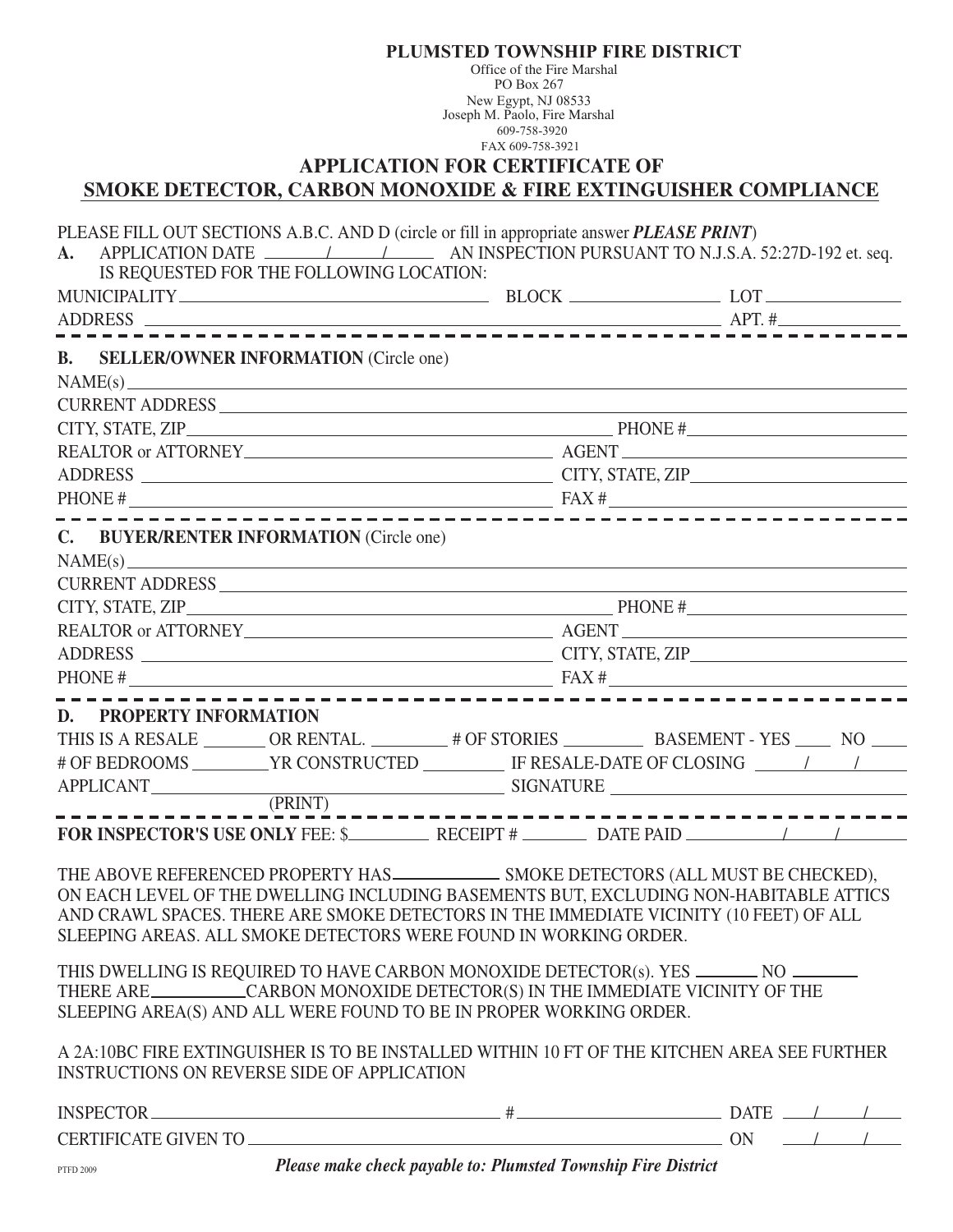**PLUMSTED TOWNSHIP FIRE DISTRICT**

Office of the Fire Marshal
PO Box 267
New Egypt, NJ 08533
Joseph M. Paolo, Fire Marshal
609-758-3920
FAX 609-758-3921

## APPLICATION FOR CERTIFICATE OF SMOKE DETECTOR, CARBON MONOXIDE & FIRE EXTINGUISHER COMPLIANCE

PLEASE FILL OUT SECTIONS A.B.C. AND D (circle or fill in appropriate answer ***PLEASE PRINT***)

**A.** APPLICATION DATE \_\_\_\_\_/\_\_\_\_\_/\_\_\_\_\_ AN INSPECTION PURSUANT TO N.J.S.A. 52:27D-192 et. seq. IS REQUESTED FOR THE FOLLOWING LOCATION:

MUNICIPALITY \_\_\_\_\_\_\_\_\_\_\_\_\_\_\_\_\_\_\_\_ BLOCK \_\_\_\_\_\_\_\_\_\_\_\_ LOT \_\_\_\_\_\_\_\_\_\_\_\_

ADDRESS \_\_\_\_\_\_\_\_\_\_\_\_\_\_\_\_\_\_\_\_\_\_\_\_\_\_\_\_\_\_\_\_\_\_\_\_\_\_\_\_ APT. # \_\_\_\_\_\_\_\_\_\_\_\_

---

**B. SELLER/OWNER INFORMATION** (Circle one)

NAME(s) \_\_\_\_\_\_\_\_\_\_\_\_\_\_\_\_\_\_\_\_\_\_\_\_\_\_\_\_\_\_\_\_\_\_\_\_\_\_\_\_\_\_\_\_\_\_\_\_

CURRENT ADDRESS \_\_\_\_\_\_\_\_\_\_\_\_\_\_\_\_\_\_\_\_\_\_\_\_\_\_\_\_\_\_\_\_\_\_\_\_\_\_\_\_

CITY, STATE, ZIP \_\_\_\_\_\_\_\_\_\_\_\_\_\_\_\_\_\_\_\_\_\_\_\_\_\_ PHONE # \_\_\_\_\_\_\_\_\_\_\_\_\_\_\_\_

REALTOR or ATTORNEY \_\_\_\_\_\_\_\_\_\_\_\_\_\_\_\_\_\_\_\_\_\_ AGENT \_\_\_\_\_\_\_\_\_\_\_\_\_\_\_\_\_\_\_\_

ADDRESS \_\_\_\_\_\_\_\_\_\_\_\_\_\_\_\_\_\_\_\_\_\_\_\_\_\_\_\_ CITY, STATE, ZIP \_\_\_\_\_\_\_\_\_\_\_\_\_\_\_\_

PHONE # \_\_\_\_\_\_\_\_\_\_\_\_\_\_\_\_\_\_\_\_\_\_\_\_\_\_\_\_ FAX # \_\_\_\_\_\_\_\_\_\_\_\_\_\_\_\_\_\_\_\_

---

**C. BUYER/RENTER INFORMATION** (Circle one)

NAME(s) \_\_\_\_\_\_\_\_\_\_\_\_\_\_\_\_\_\_\_\_\_\_\_\_\_\_\_\_\_\_\_\_\_\_\_\_\_\_\_\_\_\_\_\_\_\_\_\_

CURRENT ADDRESS \_\_\_\_\_\_\_\_\_\_\_\_\_\_\_\_\_\_\_\_\_\_\_\_\_\_\_\_\_\_\_\_\_\_\_\_\_\_\_\_

CITY, STATE, ZIP \_\_\_\_\_\_\_\_\_\_\_\_\_\_\_\_\_\_\_\_\_\_\_\_\_\_ PHONE # \_\_\_\_\_\_\_\_\_\_\_\_\_\_\_\_

REALTOR or ATTORNEY \_\_\_\_\_\_\_\_\_\_\_\_\_\_\_\_\_\_\_\_\_\_ AGENT \_\_\_\_\_\_\_\_\_\_\_\_\_\_\_\_\_\_\_\_

ADDRESS \_\_\_\_\_\_\_\_\_\_\_\_\_\_\_\_\_\_\_\_\_\_\_\_\_\_\_\_ CITY, STATE, ZIP \_\_\_\_\_\_\_\_\_\_\_\_\_\_\_\_

PHONE # \_\_\_\_\_\_\_\_\_\_\_\_\_\_\_\_\_\_\_\_\_\_\_\_\_\_\_\_ FAX # \_\_\_\_\_\_\_\_\_\_\_\_\_\_\_\_\_\_\_\_

---

**D. PROPERTY INFORMATION**

THIS IS A RESALE \_\_\_\_\_\_ OR RENTAL. \_\_\_\_\_\_ # OF STORIES \_\_\_\_\_\_ BASEMENT - YES \_\_\_\_ NO \_\_\_\_

# OF BEDROOMS \_\_\_\_\_\_ YR CONSTRUCTED \_\_\_\_\_\_ IF RESALE-DATE OF CLOSING \_\_\_\_\_/\_\_\_\_\_/\_\_\_\_\_

APPLICANT \_\_\_\_\_\_\_\_\_\_\_\_\_\_\_\_\_\_\_\_\_\_\_\_ SIGNATURE \_\_\_\_\_\_\_\_\_\_\_\_\_\_\_\_\_\_\_\_\_\_\_\_
(PRINT)

---

**FOR INSPECTOR'S USE ONLY** FEE: $\_\_\_\_\_\_\_\_ RECEIPT # \_\_\_\_\_\_\_ DATE PAID \_\_\_\_\_/\_\_\_\_\_/\_\_\_\_\_

THE ABOVE REFERENCED PROPERTY HAS \_\_\_\_\_\_\_\_\_\_ SMOKE DETECTORS (ALL MUST BE CHECKED), ON EACH LEVEL OF THE DWELLING INCLUDING BASEMENTS BUT, EXCLUDING NON-HABITABLE ATTICS AND CRAWL SPACES. THERE ARE SMOKE DETECTORS IN THE IMMEDIATE VICINITY (10 FEET) OF ALL SLEEPING AREAS. ALL SMOKE DETECTORS WERE FOUND IN WORKING ORDER.

THIS DWELLING IS REQUIRED TO HAVE CARBON MONOXIDE DETECTOR(s). YES \_\_\_\_\_\_ NO \_\_\_\_\_\_
THERE ARE \_\_\_\_\_\_\_\_\_\_ CARBON MONOXIDE DETECTOR(S) IN THE IMMEDIATE VICINITY OF THE SLEEPING AREA(S) AND ALL WERE FOUND TO BE IN PROPER WORKING ORDER.

A 2A:10BC FIRE EXTINGUISHER IS TO BE INSTALLED WITHIN 10 FT OF THE KITCHEN AREA SEE FURTHER INSTRUCTIONS ON REVERSE SIDE OF APPLICATION

INSPECTOR \_\_\_\_\_\_\_\_\_\_\_\_\_\_\_\_\_\_\_\_\_\_\_\_ # \_\_\_\_\_\_\_\_\_\_\_\_\_\_\_\_ DATE \_\_\_\_\_/\_\_\_\_\_/\_\_\_\_\_

CERTIFICATE GIVEN TO \_\_\_\_\_\_\_\_\_\_\_\_\_\_\_\_\_\_\_\_\_\_\_\_\_\_\_\_\_\_\_\_ ON \_\_\_\_\_/\_\_\_\_\_/\_\_\_\_\_

PTFD 2009

***Please make check payable to: Plumsted Township Fire District***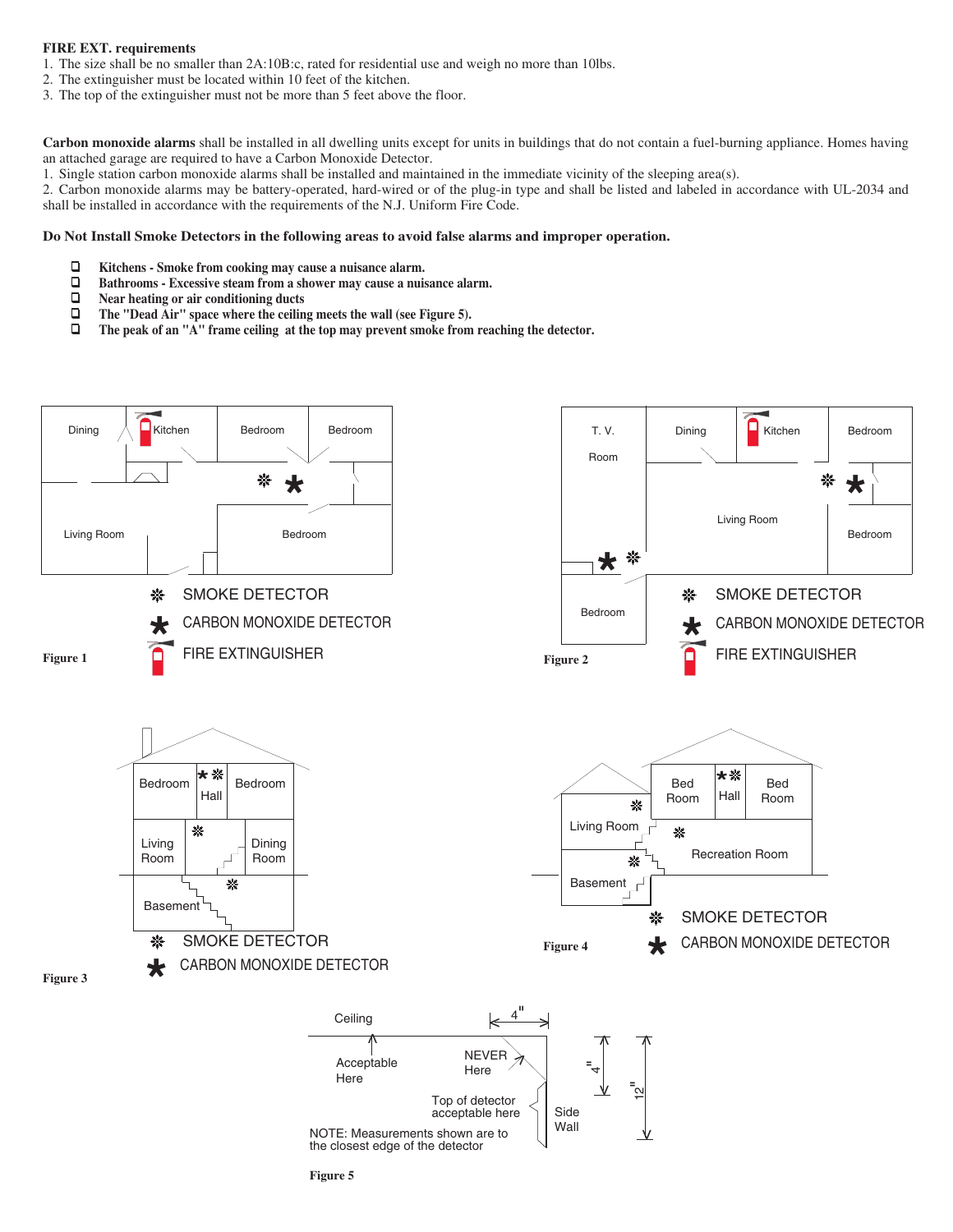**FIRE EXT. requirements**

1. The size shall be no smaller than 2A:10B:c, rated for residential use and weigh no more than 10lbs.
2. The extinguisher must be located within 10 feet of the kitchen.
3. The top of the extinguisher must not be more than 5 feet above the floor.

**Carbon monoxide alarms** shall be installed in all dwelling units except for units in buildings that do not contain a fuel-burning appliance. Homes having an attached garage are required to have a Carbon Monoxide Detector.

1. Single station carbon monoxide alarms shall be installed and maintained in the immediate vicinity of the sleeping area(s).
2. Carbon monoxide alarms may be battery-operated, hard-wired or of the plug-in type and shall be listed and labeled in accordance with UL-2034 and shall be installed in accordance with the requirements of the N.J. Uniform Fire Code.

**Do Not Install Smoke Detectors in the following areas to avoid false alarms and improper operation.**

- **Kitchens - Smoke from cooking may cause a nuisance alarm.**
- **Bathrooms - Excessive steam from a shower may cause a nuisance alarm.**
- **Near heating or air conditioning ducts**
- **The "Dead Air" space where the ceiling meets the wall (see Figure 5).**
- **The peak of an "A" frame ceiling at the top may prevent smoke from reaching the detector.**

Dining
Kitchen
Bedroom
Bedroom
Living Room
Bedroom

SMOKE DETECTOR
CARBON MONOXIDE DETECTOR
FIRE EXTINGUISHER

**Figure 1**

T. V. Room
Dining
Kitchen
Bedroom
Living Room
Bedroom
Bedroom

SMOKE DETECTOR
CARBON MONOXIDE DETECTOR
FIRE EXTINGUISHER

**Figure 2**

Bedroom
Hall
Bedroom
Living Room
Dining Room
Basement

SMOKE DETECTOR
CARBON MONOXIDE DETECTOR

**Figure 3**

Bed Room
Hall
Bed Room
Living Room
Recreation Room
Basement

SMOKE DETECTOR
CARBON MONOXIDE DETECTOR

**Figure 4**

Ceiling
4"
Acceptable Here
NEVER Here
4"
12"
Top of detector acceptable here
Side Wall
NOTE: Measurements shown are to the closest edge of the detector

**Figure 5**